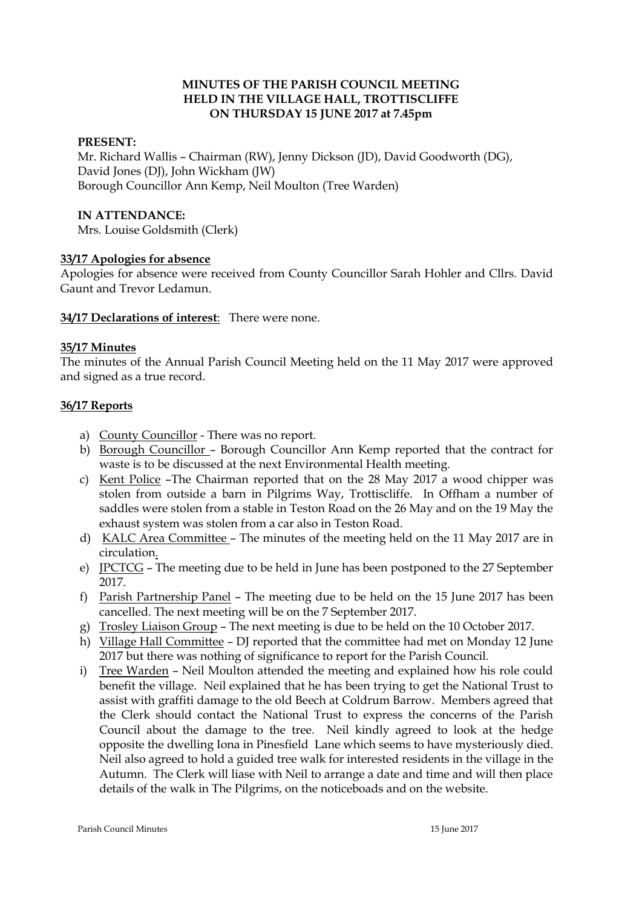# MINUTES OF THE PARISH COUNCIL MEETING HELD IN THE VILLAGE HALL, TROTTISCLIFFE ON THURSDAY 15 JUNE 2017 at 7.45pm

**PRESENT:**
Mr. Richard Wallis – Chairman (RW), Jenny Dickson (JD), David Goodworth (DG), David Jones (DJ), John Wickham (JW)
Borough Councillor Ann Kemp, Neil Moulton (Tree Warden)

**IN ATTENDANCE:**
Mrs. Louise Goldsmith (Clerk)

**33/17 Apologies for absence**

Apologies for absence were received from County Councillor Sarah Hohler and Cllrs. David Gaunt and Trevor Ledamun.

**34/17 Declarations of interest**: There were none.

**35/17 Minutes**

The minutes of the Annual Parish Council Meeting held on the 11 May 2017 were approved and signed as a true record.

**36/17 Reports**

a) County Councillor - There was no report.
b) Borough Councillor – Borough Councillor Ann Kemp reported that the contract for waste is to be discussed at the next Environmental Health meeting.
c) Kent Police –The Chairman reported that on the 28 May 2017 a wood chipper was stolen from outside a barn in Pilgrims Way, Trottiscliffe. In Offham a number of saddles were stolen from a stable in Teston Road on the 26 May and on the 19 May the exhaust system was stolen from a car also in Teston Road.
d) KALC Area Committee – The minutes of the meeting held on the 11 May 2017 are in circulation.
e) JPCTCG – The meeting due to be held in June has been postponed to the 27 September 2017.
f) Parish Partnership Panel – The meeting due to be held on the 15 June 2017 has been cancelled. The next meeting will be on the 7 September 2017.
g) Trosley Liaison Group – The next meeting is due to be held on the 10 October 2017.
h) Village Hall Committee – DJ reported that the committee had met on Monday 12 June 2017 but there was nothing of significance to report for the Parish Council.
i) Tree Warden – Neil Moulton attended the meeting and explained how his role could benefit the village. Neil explained that he has been trying to get the National Trust to assist with graffiti damage to the old Beech at Coldrum Barrow. Members agreed that the Clerk should contact the National Trust to express the concerns of the Parish Council about the damage to the tree. Neil kindly agreed to look at the hedge opposite the dwelling Iona in Pinesfield Lane which seems to have mysteriously died. Neil also agreed to hold a guided tree walk for interested residents in the village in the Autumn. The Clerk will liase with Neil to arrange a date and time and will then place details of the walk in The Pilgrims, on the noticeboads and on the website.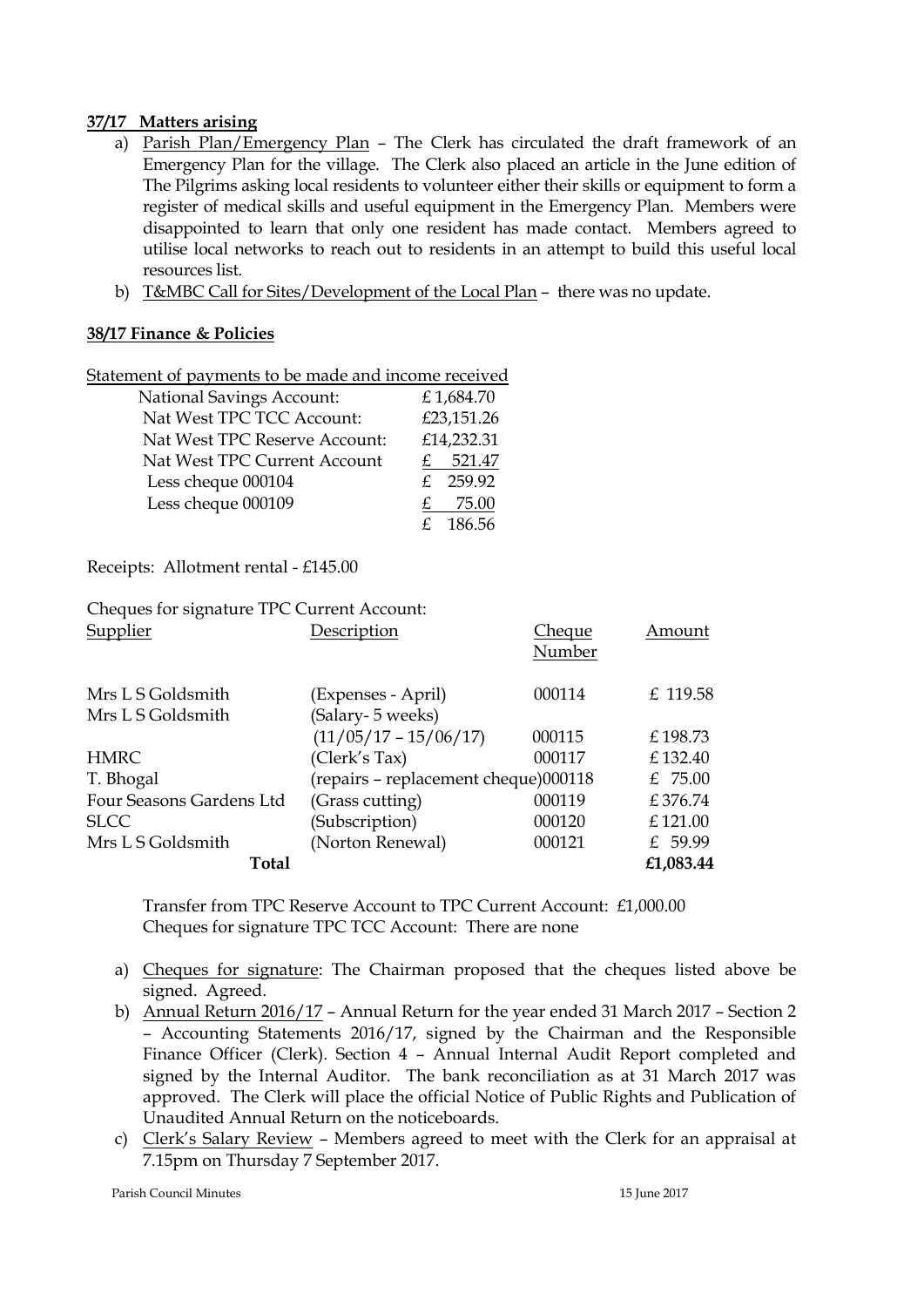**37/17 Matters arising**

a) Parish Plan/Emergency Plan – The Clerk has circulated the draft framework of an Emergency Plan for the village. The Clerk also placed an article in the June edition of The Pilgrims asking local residents to volunteer either their skills or equipment to form a register of medical skills and useful equipment in the Emergency Plan. Members were disappointed to learn that only one resident has made contact. Members agreed to utilise local networks to reach out to residents in an attempt to build this useful local resources list.

b) T&MBC Call for Sites/Development of the Local Plan – there was no update.

**38/17 Finance & Policies**

Statement of payments to be made and income received

| | |
|---|---|
| National Savings Account: | £ 1,684.70 |
| Nat West TPC TCC Account: | £23,151.26 |
| Nat West TPC Reserve Account: | £14,232.31 |
| Nat West TPC Current Account | £ 521.47 |
| Less cheque 000104 | £ 259.92 |
| Less cheque 000109 | £ 75.00 |
| | £ 186.56 |

Receipts: Allotment rental - £145.00

Cheques for signature TPC Current Account:

| Supplier | Description | Cheque Number | Amount |
|---|---|---|---|
| Mrs L S Goldsmith | (Expenses - April) | 000114 | £ 119.58 |
| Mrs L S Goldsmith | (Salary- 5 weeks) (11/05/17 – 15/06/17) | 000115 | £ 198.73 |
| HMRC | (Clerk's Tax) | 000117 | £ 132.40 |
| T. Bhogal | (repairs – replacement cheque) | 000118 | £ 75.00 |
| Four Seasons Gardens Ltd | (Grass cutting) | 000119 | £ 376.74 |
| SLCC | (Subscription) | 000120 | £ 121.00 |
| Mrs L S Goldsmith | (Norton Renewal) | 000121 | £ 59.99 |
| **Total** | | | **£1,083.44** |

Transfer from TPC Reserve Account to TPC Current Account: £1,000.00
Cheques for signature TPC TCC Account: There are none

a) Cheques for signature: The Chairman proposed that the cheques listed above be signed. Agreed.

b) Annual Return 2016/17 – Annual Return for the year ended 31 March 2017 – Section 2 – Accounting Statements 2016/17, signed by the Chairman and the Responsible Finance Officer (Clerk). Section 4 – Annual Internal Audit Report completed and signed by the Internal Auditor. The bank reconciliation as at 31 March 2017 was approved. The Clerk will place the official Notice of Public Rights and Publication of Unaudited Annual Return on the noticeboards.

c) Clerk's Salary Review – Members agreed to meet with the Clerk for an appraisal at 7.15pm on Thursday 7 September 2017.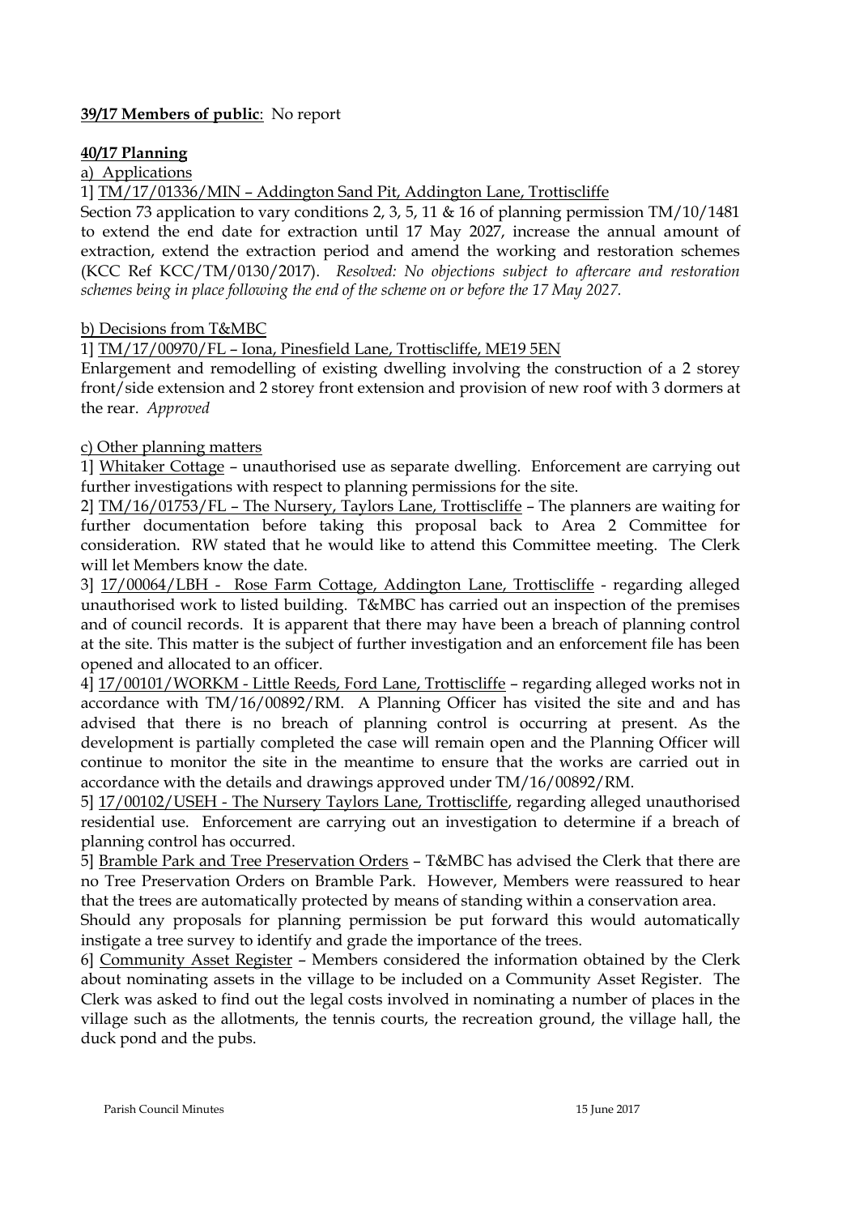**<u>39/17 Members of public</u>**: No report

**<u>40/17 Planning</u>**

<u>a) Applications</u>

1] <u>TM/17/01336/MIN – Addington Sand Pit, Addington Lane, Trottiscliffe</u>

Section 73 application to vary conditions 2, 3, 5, 11 & 16 of planning permission TM/10/1481 to extend the end date for extraction until 17 May 2027, increase the annual amount of extraction, extend the extraction period and amend the working and restoration schemes (KCC Ref KCC/TM/0130/2017). *Resolved: No objections subject to aftercare and restoration schemes being in place following the end of the scheme on or before the 17 May 2027.*

<u>b) Decisions from T&MBC</u>

1] <u>TM/17/00970/FL – Iona, Pinesfield Lane, Trottiscliffe, ME19 5EN</u>

Enlargement and remodelling of existing dwelling involving the construction of a 2 storey front/side extension and 2 storey front extension and provision of new roof with 3 dormers at the rear. *Approved*

<u>c) Other planning matters</u>

1] <u>Whitaker Cottage</u> – unauthorised use as separate dwelling. Enforcement are carrying out further investigations with respect to planning permissions for the site.

2] <u>TM/16/01753/FL – The Nursery, Taylors Lane, Trottiscliffe</u> – The planners are waiting for further documentation before taking this proposal back to Area 2 Committee for consideration. RW stated that he would like to attend this Committee meeting. The Clerk will let Members know the date.

3] <u>17/00064/LBH - Rose Farm Cottage, Addington Lane, Trottiscliffe</u> - regarding alleged unauthorised work to listed building. T&MBC has carried out an inspection of the premises and of council records. It is apparent that there may have been a breach of planning control at the site. This matter is the subject of further investigation and an enforcement file has been opened and allocated to an officer.

4] <u>17/00101/WORKM - Little Reeds, Ford Lane, Trottiscliffe</u> – regarding alleged works not in accordance with TM/16/00892/RM. A Planning Officer has visited the site and and has advised that there is no breach of planning control is occurring at present. As the development is partially completed the case will remain open and the Planning Officer will continue to monitor the site in the meantime to ensure that the works are carried out in accordance with the details and drawings approved under TM/16/00892/RM.

5] <u>17/00102/USEH - The Nursery Taylors Lane, Trottiscliffe</u>, regarding alleged unauthorised residential use. Enforcement are carrying out an investigation to determine if a breach of planning control has occurred.

5] <u>Bramble Park and Tree Preservation Orders</u> – T&MBC has advised the Clerk that there are no Tree Preservation Orders on Bramble Park. However, Members were reassured to hear that the trees are automatically protected by means of standing within a conservation area.

Should any proposals for planning permission be put forward this would automatically instigate a tree survey to identify and grade the importance of the trees.

6] <u>Community Asset Register</u> – Members considered the information obtained by the Clerk about nominating assets in the village to be included on a Community Asset Register. The Clerk was asked to find out the legal costs involved in nominating a number of places in the village such as the allotments, the tennis courts, the recreation ground, the village hall, the duck pond and the pubs.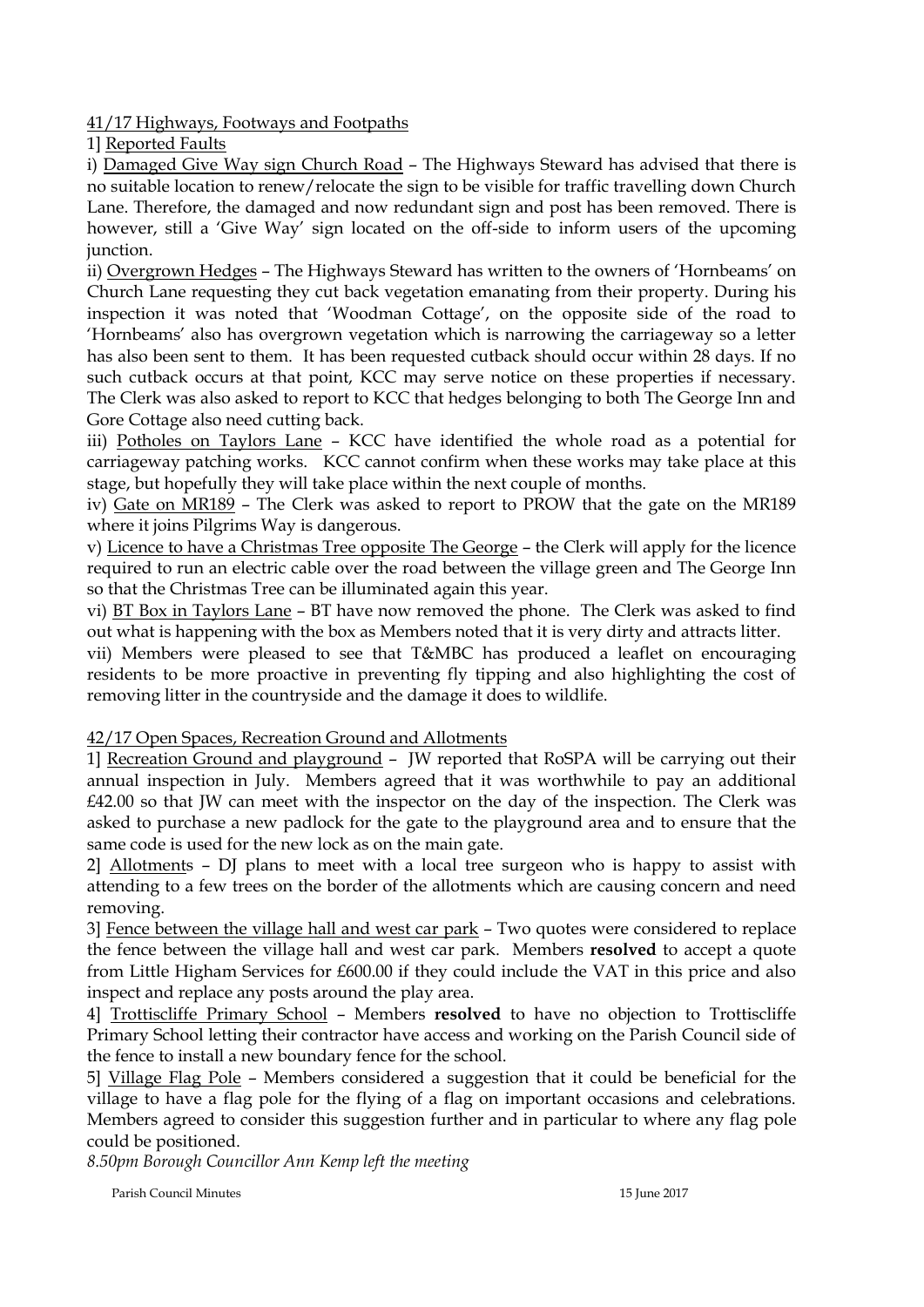41/17 Highways, Footways and Footpaths

1] Reported Faults

i) Damaged Give Way sign Church Road – The Highways Steward has advised that there is no suitable location to renew/relocate the sign to be visible for traffic travelling down Church Lane. Therefore, the damaged and now redundant sign and post has been removed. There is however, still a 'Give Way' sign located on the off-side to inform users of the upcoming junction.

ii) Overgrown Hedges – The Highways Steward has written to the owners of 'Hornbeams' on Church Lane requesting they cut back vegetation emanating from their property. During his inspection it was noted that 'Woodman Cottage', on the opposite side of the road to 'Hornbeams' also has overgrown vegetation which is narrowing the carriageway so a letter has also been sent to them. It has been requested cutback should occur within 28 days. If no such cutback occurs at that point, KCC may serve notice on these properties if necessary. The Clerk was also asked to report to KCC that hedges belonging to both The George Inn and Gore Cottage also need cutting back.

iii) Potholes on Taylors Lane – KCC have identified the whole road as a potential for carriageway patching works. KCC cannot confirm when these works may take place at this stage, but hopefully they will take place within the next couple of months.

iv) Gate on MR189 – The Clerk was asked to report to PROW that the gate on the MR189 where it joins Pilgrims Way is dangerous.

v) Licence to have a Christmas Tree opposite The George – the Clerk will apply for the licence required to run an electric cable over the road between the village green and The George Inn so that the Christmas Tree can be illuminated again this year.

vi) BT Box in Taylors Lane – BT have now removed the phone. The Clerk was asked to find out what is happening with the box as Members noted that it is very dirty and attracts litter.

vii) Members were pleased to see that T&MBC has produced a leaflet on encouraging residents to be more proactive in preventing fly tipping and also highlighting the cost of removing litter in the countryside and the damage it does to wildlife.

42/17 Open Spaces, Recreation Ground and Allotments

1] Recreation Ground and playground – JW reported that RoSPA will be carrying out their annual inspection in July. Members agreed that it was worthwhile to pay an additional £42.00 so that JW can meet with the inspector on the day of the inspection. The Clerk was asked to purchase a new padlock for the gate to the playground area and to ensure that the same code is used for the new lock as on the main gate.

2] Allotments – DJ plans to meet with a local tree surgeon who is happy to assist with attending to a few trees on the border of the allotments which are causing concern and need removing.

3] Fence between the village hall and west car park – Two quotes were considered to replace the fence between the village hall and west car park. Members **resolved** to accept a quote from Little Higham Services for £600.00 if they could include the VAT in this price and also inspect and replace any posts around the play area.

4] Trottiscliffe Primary School – Members **resolved** to have no objection to Trottiscliffe Primary School letting their contractor have access and working on the Parish Council side of the fence to install a new boundary fence for the school.

5] Village Flag Pole – Members considered a suggestion that it could be beneficial for the village to have a flag pole for the flying of a flag on important occasions and celebrations. Members agreed to consider this suggestion further and in particular to where any flag pole could be positioned.

*8.50pm Borough Councillor Ann Kemp left the meeting*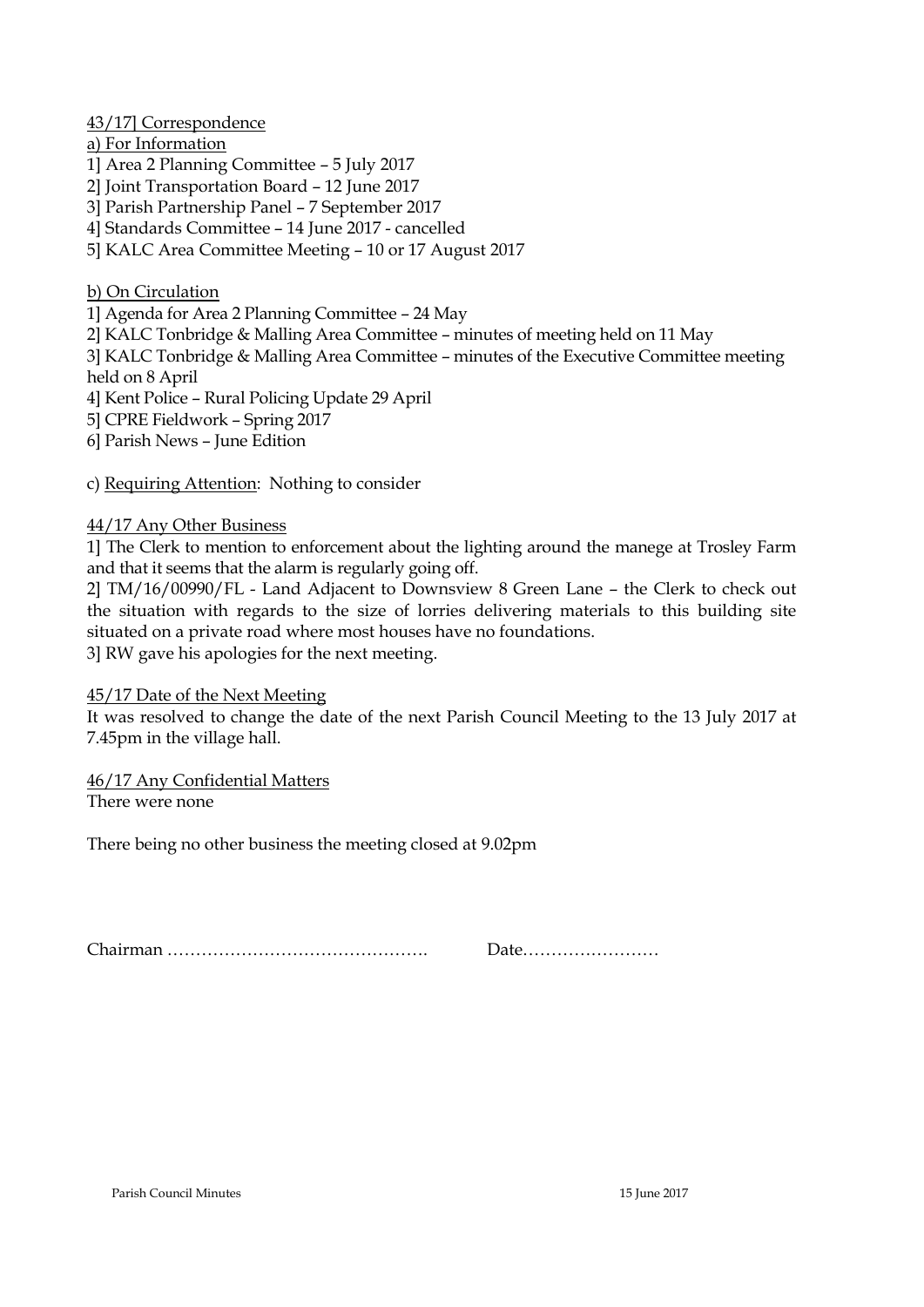43/17] Correspondence

a) For Information

1] Area 2 Planning Committee – 5 July 2017

2] Joint Transportation Board – 12 June 2017

3] Parish Partnership Panel – 7 September 2017

4] Standards Committee – 14 June 2017 - cancelled

5] KALC Area Committee Meeting – 10 or 17 August 2017

b) On Circulation

1] Agenda for Area 2 Planning Committee – 24 May

2] KALC Tonbridge & Malling Area Committee – minutes of meeting held on 11 May

3] KALC Tonbridge & Malling Area Committee – minutes of the Executive Committee meeting held on 8 April

4] Kent Police – Rural Policing Update 29 April

5] CPRE Fieldwork – Spring 2017

6] Parish News – June Edition

c) Requiring Attention: Nothing to consider

44/17 Any Other Business

1] The Clerk to mention to enforcement about the lighting around the manege at Trosley Farm and that it seems that the alarm is regularly going off.

2] TM/16/00990/FL - Land Adjacent to Downsview 8 Green Lane – the Clerk to check out the situation with regards to the size of lorries delivering materials to this building site situated on a private road where most houses have no foundations.

3] RW gave his apologies for the next meeting.

45/17 Date of the Next Meeting

It was resolved to change the date of the next Parish Council Meeting to the 13 July 2017 at 7.45pm in the village hall.

46/17 Any Confidential Matters

There were none

There being no other business the meeting closed at 9.02pm

Chairman ………………………………………. Date……………………